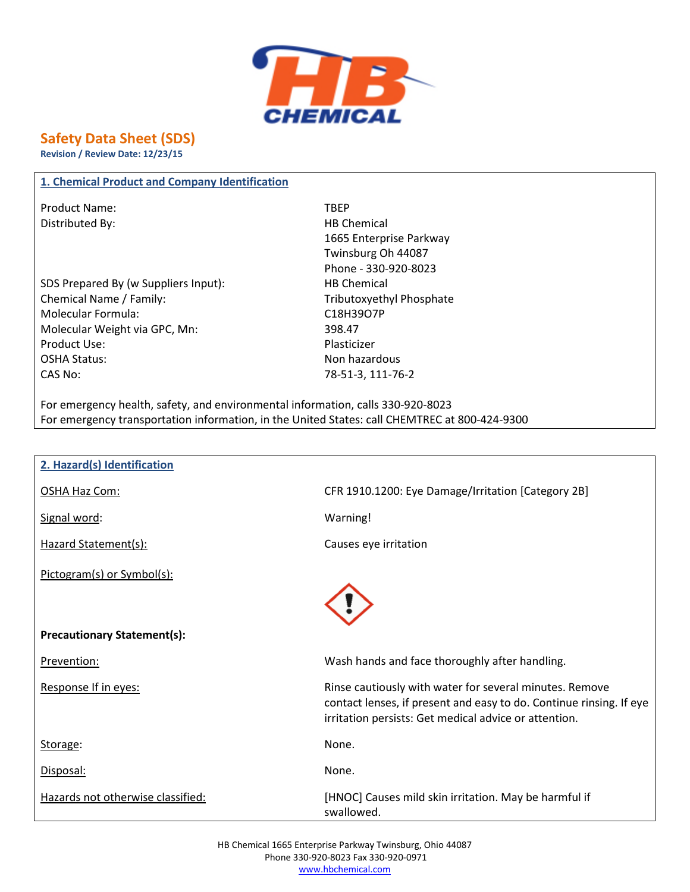# Safety Data Sheet (SDS)

**Revision / Review Date: 12/23/15**

## 1. Chemical Product and Company Identification

| | |
|---|---|
| Product Name: | TBEP |
| Distributed By: | HB Chemical<br>1665 Enterprise Parkway<br>Twinsburg Oh 44087<br>Phone - 330-920-8023 |
| SDS Prepared By (w Suppliers Input): | HB Chemical |
| Chemical Name / Family: | Tributoxyethyl Phosphate |
| Molecular Formula: | $C_{18}H_{39}O_7P$ |
| Molecular Weight via GPC, Mn: | 398.47 |
| Product Use: | Plasticizer |
| OSHA Status: | Non hazardous |
| CAS No: | 78-51-3, 111-76-2 |

For emergency health, safety, and environmental information, calls 330-920-8023

For emergency transportation information, in the United States: call CHEMTREC at 800-424-9300

## 2. Hazard(s) Identification

| | |
|---|---|
| OSHA Haz Com: | CFR 1910.1200: Eye Damage/Irritation [Category 2B] |
| Signal word: | Warning! |
| Hazard Statement(s): | Causes eye irritation |
| Pictogram(s) or Symbol(s): | |

**Precautionary Statement(s):**

| | |
|---|---|
| Prevention: | Wash hands and face thoroughly after handling. |
| Response If in eyes: | Rinse cautiously with water for several minutes. Remove contact lenses, if present and easy to do. Continue rinsing. If eye irritation persists: Get medical advice or attention. |
| Storage: | None. |
| Disposal: | None. |
| Hazards not otherwise classified: | [HNOC] Causes mild skin irritation. May be harmful if swallowed. |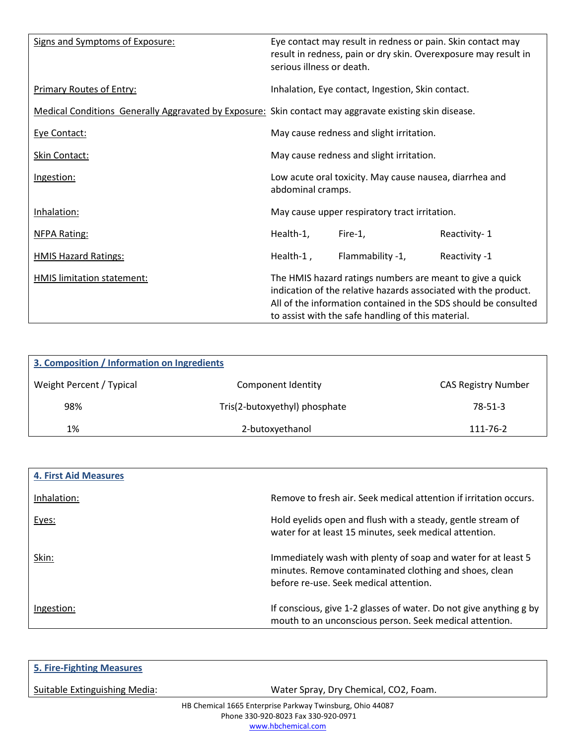| | | | |
|---|---|---|---|
| Signs and Symptoms of Exposure: | Eye contact may result in redness or pain. Skin contact may result in redness, pain or dry skin. Overexposure may result in serious illness or death. | | |
| Primary Routes of Entry: | Inhalation, Eye contact, Ingestion, Skin contact. | | |
| Medical Conditions Generally Aggravated by Exposure: | Skin contact may aggravate existing skin disease. | | |
| Eye Contact: | May cause redness and slight irritation. | | |
| Skin Contact: | May cause redness and slight irritation. | | |
| Ingestion: | Low acute oral toxicity. May cause nausea, diarrhea and abdominal cramps. | | |
| Inhalation: | May cause upper respiratory tract irritation. | | |
| NFPA Rating: | Health-1, | Fire-1, | Reactivity- 1 |
| HMIS Hazard Ratings: | Health-1 , | Flammability -1, | Reactivity -1 |
| HMIS limitation statement: | The HMIS hazard ratings numbers are meant to give a quick indication of the relative hazards associated with the product. All of the information contained in the SDS should be consulted to assist with the safe handling of this material. | | |

## 3. Composition / Information on Ingredients

| Weight Percent / Typical | Component Identity | CAS Registry Number |
|---|---|---|
| 98% | Tris(2-butoxyethyl) phosphate | 78-51-3 |
| 1% | 2-butoxyethanol | 111-76-2 |

## 4. First Aid Measures

| | |
|---|---|
| Inhalation: | Remove to fresh air. Seek medical attention if irritation occurs. |
| Eyes: | Hold eyelids open and flush with a steady, gentle stream of water for at least 15 minutes, seek medical attention. |
| Skin: | Immediately wash with plenty of soap and water for at least 5 minutes. Remove contaminated clothing and shoes, clean before re-use. Seek medical attention. |
| Ingestion: | If conscious, give 1-2 glasses of water. Do not give anything g by mouth to an unconscious person. Seek medical attention. |

## 5. Fire-Fighting Measures

| | |
|---|---|
| Suitable Extinguishing Media: | Water Spray, Dry Chemical, $CO_2$, Foam. |

HB Chemical 1665 Enterprise Parkway Twinsburg, Ohio 44087
Phone 330-920-8023 Fax 330-920-0971
www.hbchemical.com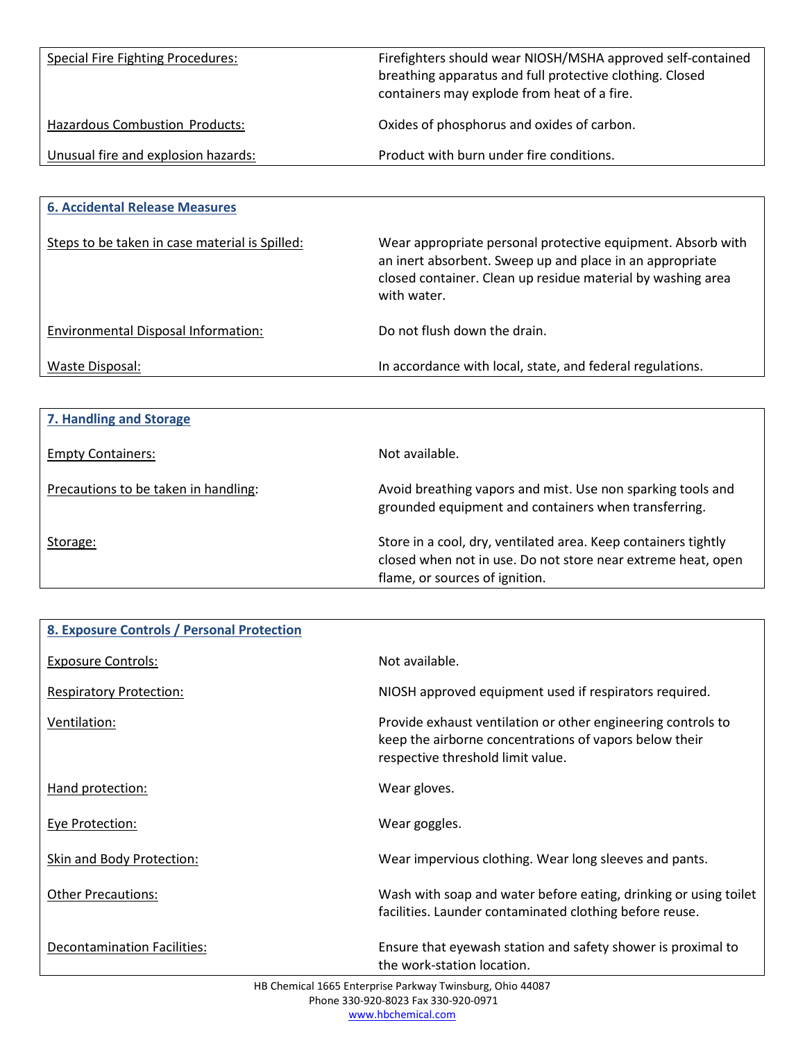| | |
|---|---|
| Special Fire Fighting Procedures: | Firefighters should wear NIOSH/MSHA approved self-contained breathing apparatus and full protective clothing. Closed containers may explode from heat of a fire. |
| Hazardous Combustion Products: | Oxides of phosphorus and oxides of carbon. |
| Unusual fire and explosion hazards: | Product with burn under fire conditions. |

## 6. Accidental Release Measures

| | |
|---|---|
| Steps to be taken in case material is Spilled: | Wear appropriate personal protective equipment. Absorb with an inert absorbent. Sweep up and place in an appropriate closed container. Clean up residue material by washing area with water. |
| Environmental Disposal Information: | Do not flush down the drain. |
| Waste Disposal: | In accordance with local, state, and federal regulations. |

## 7. Handling and Storage

| | |
|---|---|
| Empty Containers: | Not available. |
| Precautions to be taken in handling: | Avoid breathing vapors and mist. Use non sparking tools and grounded equipment and containers when transferring. |
| Storage: | Store in a cool, dry, ventilated area. Keep containers tightly closed when not in use. Do not store near extreme heat, open flame, or sources of ignition. |

## 8. Exposure Controls / Personal Protection

| | |
|---|---|
| Exposure Controls: | Not available. |
| Respiratory Protection: | NIOSH approved equipment used if respirators required. |
| Ventilation: | Provide exhaust ventilation or other engineering controls to keep the airborne concentrations of vapors below their respective threshold limit value. |
| Hand protection: | Wear gloves. |
| Eye Protection: | Wear goggles. |
| Skin and Body Protection: | Wear impervious clothing. Wear long sleeves and pants. |
| Other Precautions: | Wash with soap and water before eating, drinking or using toilet facilities. Launder contaminated clothing before reuse. |
| Decontamination Facilities: | Ensure that eyewash station and safety shower is proximal to the work-station location. |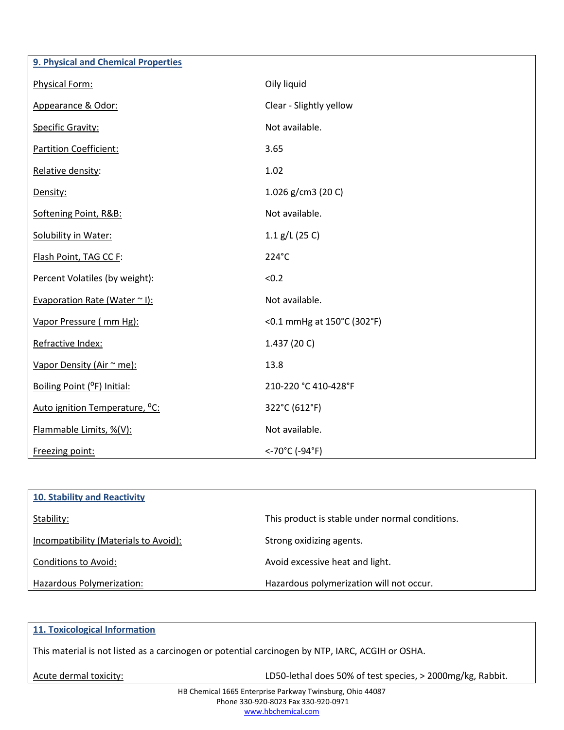## 9. Physical and Chemical Properties

| | |
|---|---|
| Physical Form: | Oily liquid |
| Appearance & Odor: | Clear - Slightly yellow |
| Specific Gravity: | Not available. |
| Partition Coefficient: | 3.65 |
| Relative density: | 1.02 |
| Density: | 1.026 g/cm3 (20 C) |
| Softening Point, R&B: | Not available. |
| Solubility in Water: | 1.1 g/L (25 C) |
| Flash Point, TAG CC F: | 224°C |
| Percent Volatiles (by weight): | <0.2 |
| Evaporation Rate (Water ~ l): | Not available. |
| Vapor Pressure ( mm Hg): | <0.1 mmHg at 150°C (302°F) |
| Refractive Index: | 1.437 (20 C) |
| Vapor Density (Air ~ me): | 13.8 |
| Boiling Point (°F) Initial: | 210-220 °C 410-428°F |
| Auto ignition Temperature, °C: | 322°C (612°F) |
| Flammable Limits, %(V): | Not available. |
| Freezing point: | <-70°C (-94°F) |

## 10. Stability and Reactivity

| | |
|---|---|
| Stability: | This product is stable under normal conditions. |
| Incompatibility (Materials to Avoid): | Strong oxidizing agents. |
| Conditions to Avoid: | Avoid excessive heat and light. |
| Hazardous Polymerization: | Hazardous polymerization will not occur. |

## 11. Toxicological Information

This material is not listed as a carcinogen or potential carcinogen by NTP, IARC, ACGIH or OSHA.

| | |
|---|---|
| Acute dermal toxicity: | LD50-lethal does 50% of test species, > 2000mg/kg, Rabbit. |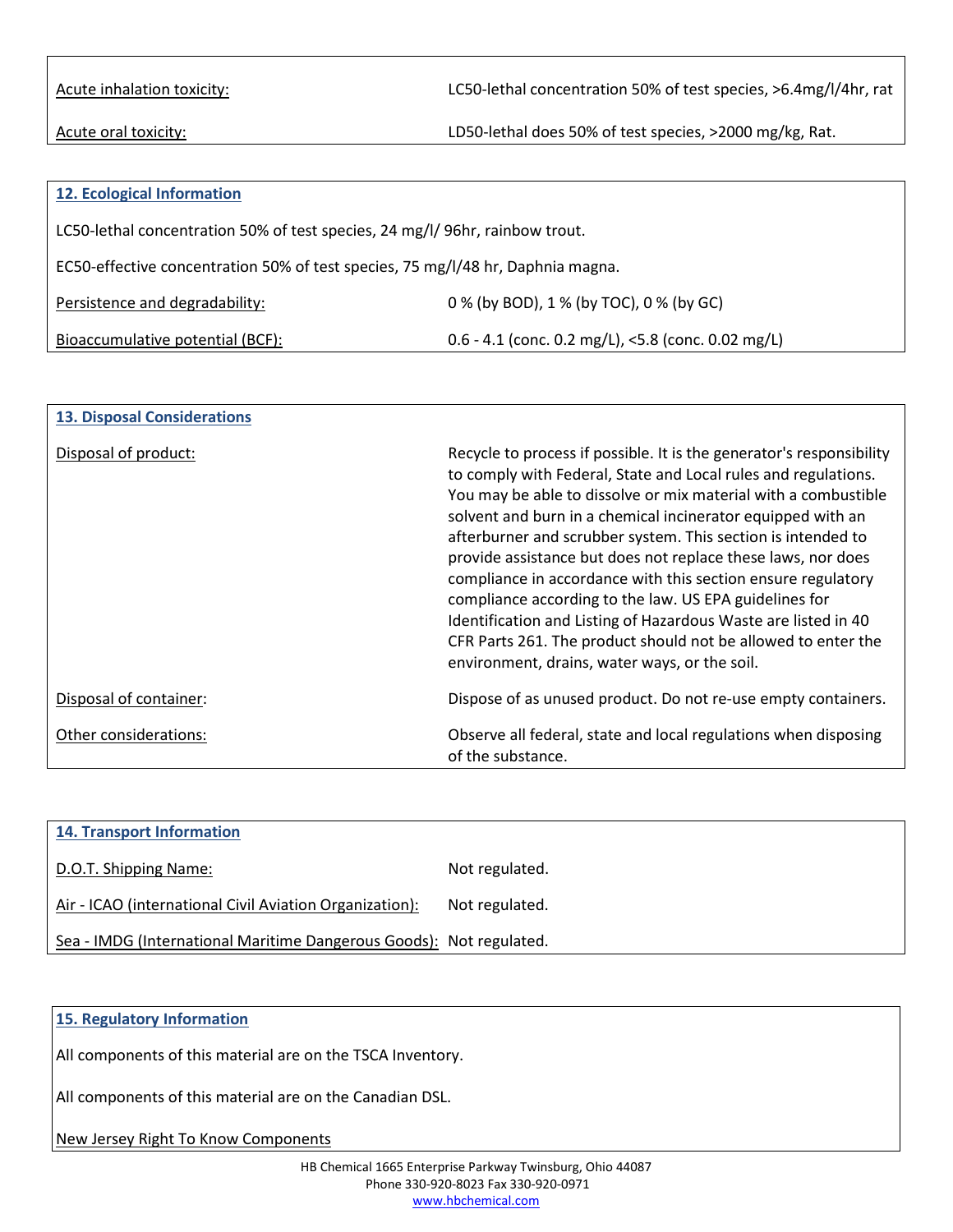| | |
|---|---|
| Acute inhalation toxicity: | LC50-lethal concentration 50% of test species, >6.4mg/l/4hr, rat |
| Acute oral toxicity: | LD50-lethal does 50% of test species, >2000 mg/kg, Rat. |

## 12. Ecological Information

LC50-lethal concentration 50% of test species, 24 mg/l/ 96hr, rainbow trout.

EC50-effective concentration 50% of test species, 75 mg/l/48 hr, Daphnia magna.

| | |
|---|---|
| Persistence and degradability: | 0 % (by BOD), 1 % (by TOC), 0 % (by GC) |
| Bioaccumulative potential (BCF): | 0.6 - 4.1 (conc. 0.2 mg/L), <5.8 (conc. 0.02 mg/L) |

## 13. Disposal Considerations

| | |
|---|---|
| Disposal of product: | Recycle to process if possible. It is the generator's responsibility to comply with Federal, State and Local rules and regulations. You may be able to dissolve or mix material with a combustible solvent and burn in a chemical incinerator equipped with an afterburner and scrubber system. This section is intended to provide assistance but does not replace these laws, nor does compliance in accordance with this section ensure regulatory compliance according to the law. US EPA guidelines for Identification and Listing of Hazardous Waste are listed in 40 CFR Parts 261. The product should not be allowed to enter the environment, drains, water ways, or the soil. |
| Disposal of container: | Dispose of as unused product. Do not re-use empty containers. |
| Other considerations: | Observe all federal, state and local regulations when disposing of the substance. |

## 14. Transport Information

| | |
|---|---|
| D.O.T. Shipping Name: | Not regulated. |
| Air - ICAO (international Civil Aviation Organization): | Not regulated. |
| Sea - IMDG (International Maritime Dangerous Goods): | Not regulated. |

## 15. Regulatory Information

All components of this material are on the TSCA Inventory.

All components of this material are on the Canadian DSL.

New Jersey Right To Know Components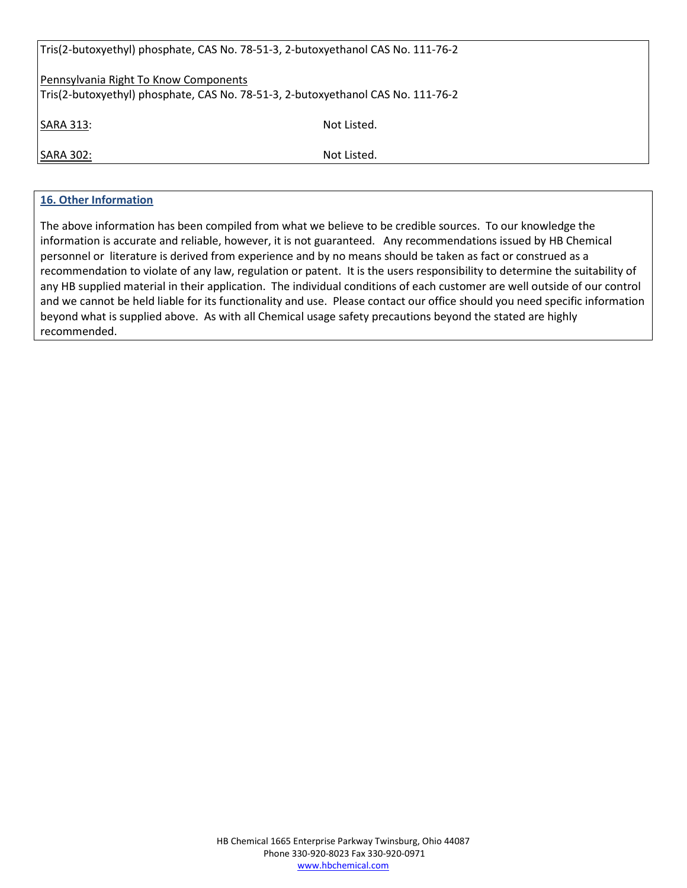Tris(2-butoxyethyl) phosphate, CAS No. 78-51-3, 2-butoxyethanol CAS No. 111-76-2

Pennsylvania Right To Know Components
Tris(2-butoxyethyl) phosphate, CAS No. 78-51-3, 2-butoxyethanol CAS No. 111-76-2

| | |
|---|---|
| SARA 313: | Not Listed. |
| SARA 302: | Not Listed. |

## 16. Other Information

The above information has been compiled from what we believe to be credible sources. To our knowledge the information is accurate and reliable, however, it is not guaranteed. Any recommendations issued by HB Chemical personnel or literature is derived from experience and by no means should be taken as fact or construed as a recommendation to violate of any law, regulation or patent. It is the users responsibility to determine the suitability of any HB supplied material in their application. The individual conditions of each customer are well outside of our control and we cannot be held liable for its functionality and use. Please contact our office should you need specific information beyond what is supplied above. As with all Chemical usage safety precautions beyond the stated are highly recommended.